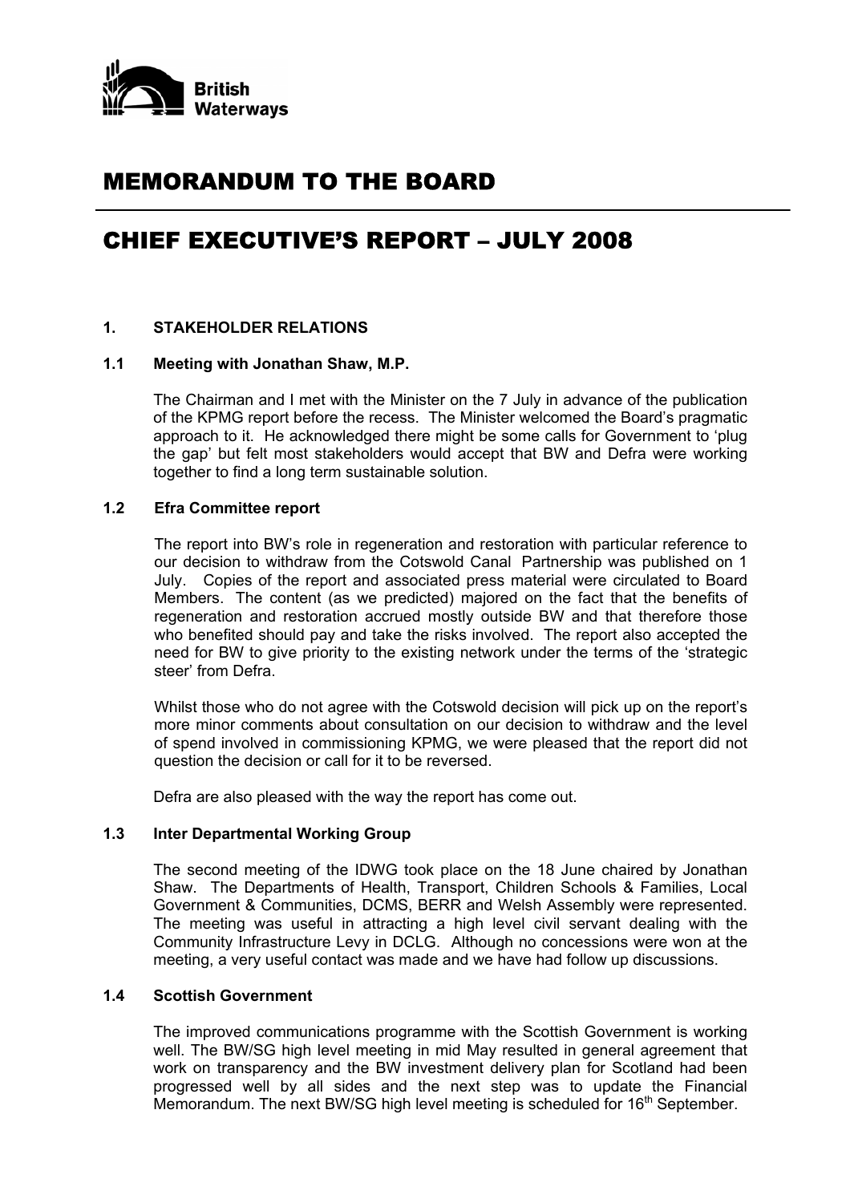British Waterways

# MEMORANDUM TO THE BOARD

# CHIEF EXECUTIVE'S REPORT – JULY 2008

## 1. STAKEHOLDER RELATIONS

### 1.1 Meeting with Jonathan Shaw, M.P.

The Chairman and I met with the Minister on the 7 July in advance of the publication of the KPMG report before the recess. The Minister welcomed the Board's pragmatic approach to it. He acknowledged there might be some calls for Government to 'plug the gap' but felt most stakeholders would accept that BW and Defra were working together to find a long term sustainable solution.

### 1.2 Efra Committee report

The report into BW's role in regeneration and restoration with particular reference to our decision to withdraw from the Cotswold Canal Partnership was published on 1 July. Copies of the report and associated press material were circulated to Board Members. The content (as we predicted) majored on the fact that the benefits of regeneration and restoration accrued mostly outside BW and that therefore those who benefited should pay and take the risks involved. The report also accepted the need for BW to give priority to the existing network under the terms of the 'strategic steer' from Defra.

Whilst those who do not agree with the Cotswold decision will pick up on the report's more minor comments about consultation on our decision to withdraw and the level of spend involved in commissioning KPMG, we were pleased that the report did not question the decision or call for it to be reversed.

Defra are also pleased with the way the report has come out.

### 1.3 Inter Departmental Working Group

The second meeting of the IDWG took place on the 18 June chaired by Jonathan Shaw. The Departments of Health, Transport, Children Schools & Families, Local Government & Communities, DCMS, BERR and Welsh Assembly were represented. The meeting was useful in attracting a high level civil servant dealing with the Community Infrastructure Levy in DCLG. Although no concessions were won at the meeting, a very useful contact was made and we have had follow up discussions.

### 1.4 Scottish Government

The improved communications programme with the Scottish Government is working well. The BW/SG high level meeting in mid May resulted in general agreement that work on transparency and the BW investment delivery plan for Scotland had been progressed well by all sides and the next step was to update the Financial Memorandum. The next BW/SG high level meeting is scheduled for 16th September.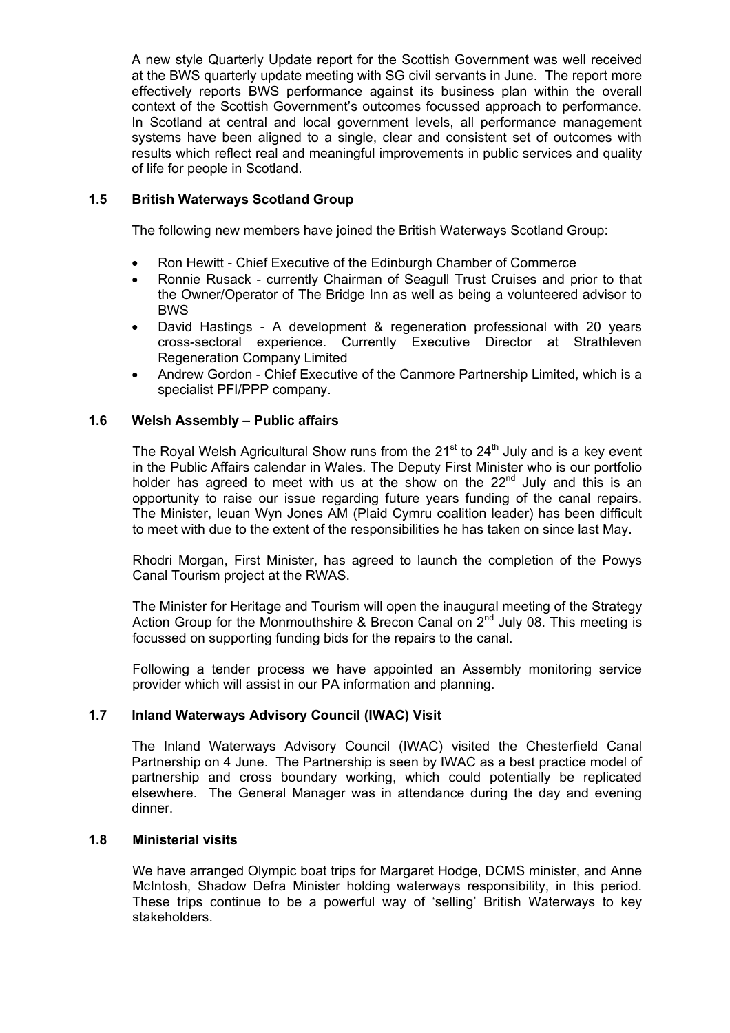A new style Quarterly Update report for the Scottish Government was well received at the BWS quarterly update meeting with SG civil servants in June. The report more effectively reports BWS performance against its business plan within the overall context of the Scottish Government's outcomes focussed approach to performance. In Scotland at central and local government levels, all performance management systems have been aligned to a single, clear and consistent set of outcomes with results which reflect real and meaningful improvements in public services and quality of life for people in Scotland.

### 1.5 British Waterways Scotland Group

The following new members have joined the British Waterways Scotland Group:

- Ron Hewitt - Chief Executive of the Edinburgh Chamber of Commerce
- Ronnie Rusack - currently Chairman of Seagull Trust Cruises and prior to that the Owner/Operator of The Bridge Inn as well as being a volunteered advisor to BWS
- David Hastings - A development & regeneration professional with 20 years cross-sectoral experience. Currently Executive Director at Strathleven Regeneration Company Limited
- Andrew Gordon - Chief Executive of the Canmore Partnership Limited, which is a specialist PFI/PPP company.

### 1.6 Welsh Assembly – Public affairs

The Royal Welsh Agricultural Show runs from the 21st to 24th July and is a key event in the Public Affairs calendar in Wales. The Deputy First Minister who is our portfolio holder has agreed to meet with us at the show on the 22nd July and this is an opportunity to raise our issue regarding future years funding of the canal repairs. The Minister, Ieuan Wyn Jones AM (Plaid Cymru coalition leader) has been difficult to meet with due to the extent of the responsibilities he has taken on since last May.

Rhodri Morgan, First Minister, has agreed to launch the completion of the Powys Canal Tourism project at the RWAS.

The Minister for Heritage and Tourism will open the inaugural meeting of the Strategy Action Group for the Monmouthshire & Brecon Canal on 2nd July 08. This meeting is focussed on supporting funding bids for the repairs to the canal.

Following a tender process we have appointed an Assembly monitoring service provider which will assist in our PA information and planning.

### 1.7 Inland Waterways Advisory Council (IWAC) Visit

The Inland Waterways Advisory Council (IWAC) visited the Chesterfield Canal Partnership on 4 June. The Partnership is seen by IWAC as a best practice model of partnership and cross boundary working, which could potentially be replicated elsewhere. The General Manager was in attendance during the day and evening dinner.

### 1.8 Ministerial visits

We have arranged Olympic boat trips for Margaret Hodge, DCMS minister, and Anne McIntosh, Shadow Defra Minister holding waterways responsibility, in this period. These trips continue to be a powerful way of 'selling' British Waterways to key stakeholders.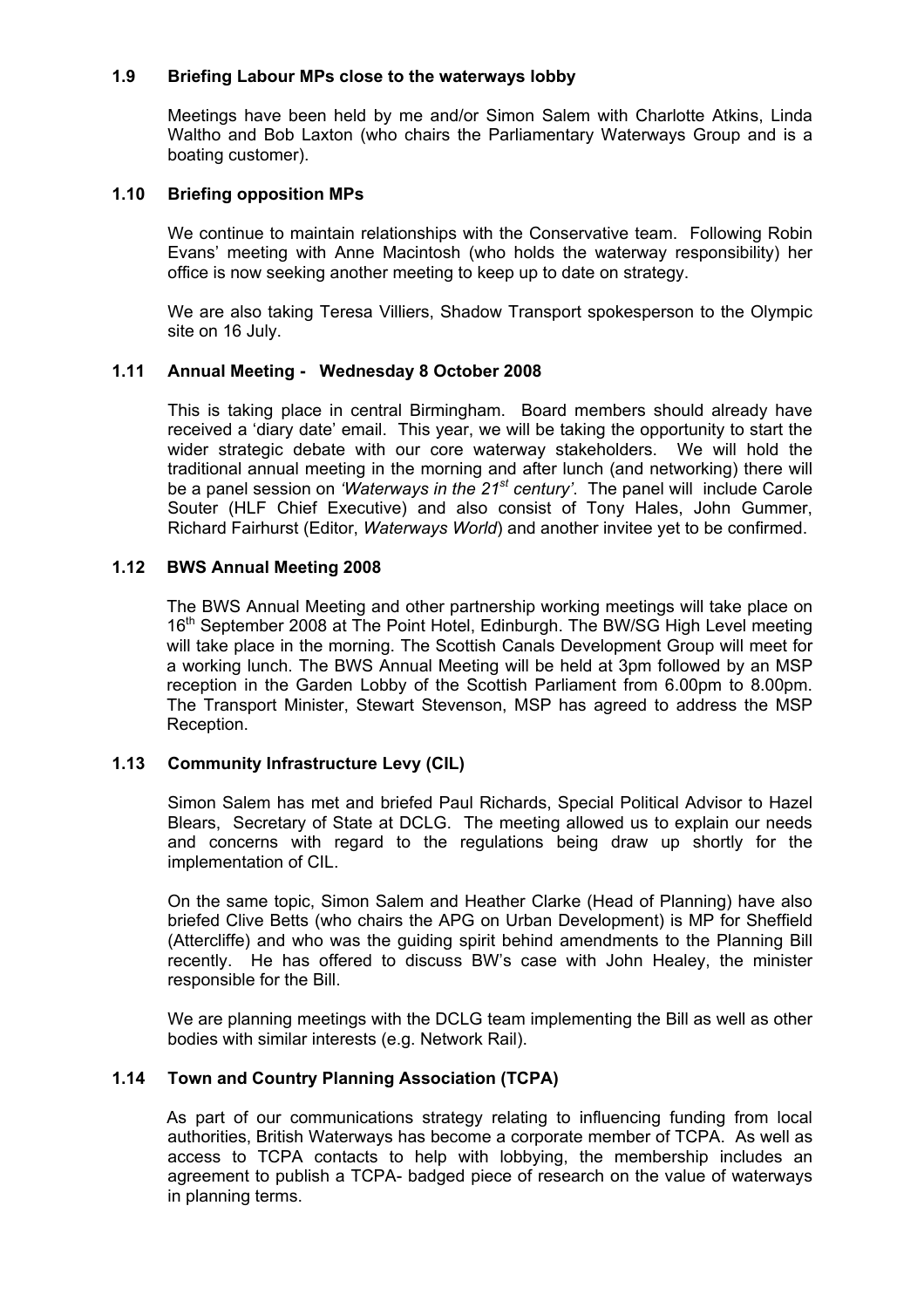### 1.9 Briefing Labour MPs close to the waterways lobby

Meetings have been held by me and/or Simon Salem with Charlotte Atkins, Linda Waltho and Bob Laxton (who chairs the Parliamentary Waterways Group and is a boating customer).

### 1.10 Briefing opposition MPs

We continue to maintain relationships with the Conservative team. Following Robin Evans' meeting with Anne Macintosh (who holds the waterway responsibility) her office is now seeking another meeting to keep up to date on strategy.

We are also taking Teresa Villiers, Shadow Transport spokesperson to the Olympic site on 16 July.

### 1.11 Annual Meeting - Wednesday 8 October 2008

This is taking place in central Birmingham. Board members should already have received a 'diary date' email. This year, we will be taking the opportunity to start the wider strategic debate with our core waterway stakeholders. We will hold the traditional annual meeting in the morning and after lunch (and networking) there will be a panel session on *'Waterways in the 21st century'*. The panel will include Carole Souter (HLF Chief Executive) and also consist of Tony Hales, John Gummer, Richard Fairhurst (Editor, *Waterways World*) and another invitee yet to be confirmed.

### 1.12 BWS Annual Meeting 2008

The BWS Annual Meeting and other partnership working meetings will take place on 16th September 2008 at The Point Hotel, Edinburgh. The BW/SG High Level meeting will take place in the morning. The Scottish Canals Development Group will meet for a working lunch. The BWS Annual Meeting will be held at 3pm followed by an MSP reception in the Garden Lobby of the Scottish Parliament from 6.00pm to 8.00pm. The Transport Minister, Stewart Stevenson, MSP has agreed to address the MSP Reception.

### 1.13 Community Infrastructure Levy (CIL)

Simon Salem has met and briefed Paul Richards, Special Political Advisor to Hazel Blears, Secretary of State at DCLG. The meeting allowed us to explain our needs and concerns with regard to the regulations being draw up shortly for the implementation of CIL.

On the same topic, Simon Salem and Heather Clarke (Head of Planning) have also briefed Clive Betts (who chairs the APG on Urban Development) is MP for Sheffield (Attercliffe) and who was the guiding spirit behind amendments to the Planning Bill recently. He has offered to discuss BW's case with John Healey, the minister responsible for the Bill.

We are planning meetings with the DCLG team implementing the Bill as well as other bodies with similar interests (e.g. Network Rail).

### 1.14 Town and Country Planning Association (TCPA)

As part of our communications strategy relating to influencing funding from local authorities, British Waterways has become a corporate member of TCPA. As well as access to TCPA contacts to help with lobbying, the membership includes an agreement to publish a TCPA- badged piece of research on the value of waterways in planning terms.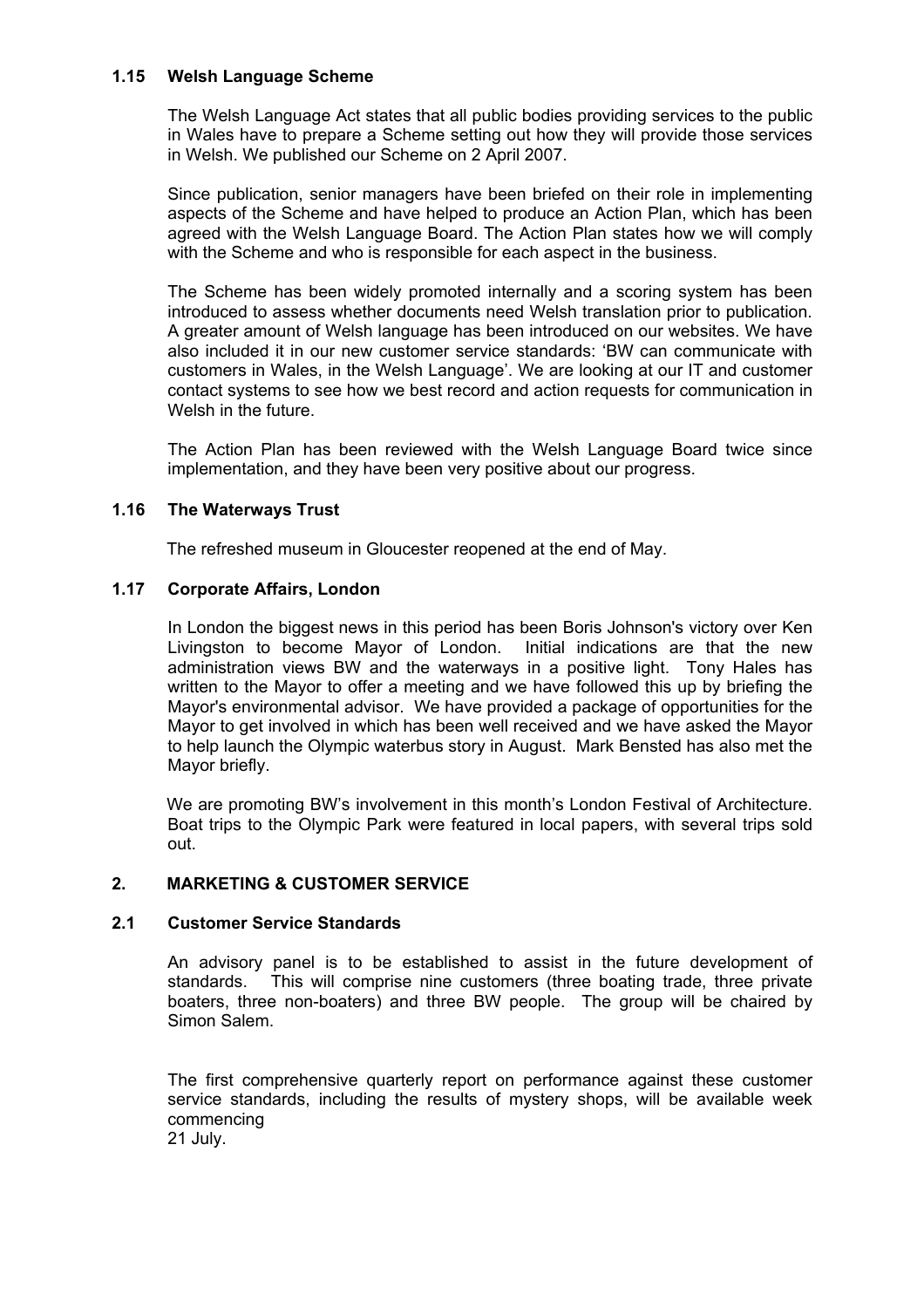### 1.15 Welsh Language Scheme

The Welsh Language Act states that all public bodies providing services to the public in Wales have to prepare a Scheme setting out how they will provide those services in Welsh. We published our Scheme on 2 April 2007.

Since publication, senior managers have been briefed on their role in implementing aspects of the Scheme and have helped to produce an Action Plan, which has been agreed with the Welsh Language Board. The Action Plan states how we will comply with the Scheme and who is responsible for each aspect in the business.

The Scheme has been widely promoted internally and a scoring system has been introduced to assess whether documents need Welsh translation prior to publication. A greater amount of Welsh language has been introduced on our websites. We have also included it in our new customer service standards: 'BW can communicate with customers in Wales, in the Welsh Language'. We are looking at our IT and customer contact systems to see how we best record and action requests for communication in Welsh in the future.

The Action Plan has been reviewed with the Welsh Language Board twice since implementation, and they have been very positive about our progress.

### 1.16 The Waterways Trust

The refreshed museum in Gloucester reopened at the end of May.

### 1.17 Corporate Affairs, London

In London the biggest news in this period has been Boris Johnson's victory over Ken Livingston to become Mayor of London. Initial indications are that the new administration views BW and the waterways in a positive light. Tony Hales has written to the Mayor to offer a meeting and we have followed this up by briefing the Mayor's environmental advisor. We have provided a package of opportunities for the Mayor to get involved in which has been well received and we have asked the Mayor to help launch the Olympic waterbus story in August. Mark Bensted has also met the Mayor briefly.

We are promoting BW's involvement in this month's London Festival of Architecture. Boat trips to the Olympic Park were featured in local papers, with several trips sold out.

## 2. MARKETING & CUSTOMER SERVICE

### 2.1 Customer Service Standards

An advisory panel is to be established to assist in the future development of standards. This will comprise nine customers (three boating trade, three private boaters, three non-boaters) and three BW people. The group will be chaired by Simon Salem.

The first comprehensive quarterly report on performance against these customer service standards, including the results of mystery shops, will be available week commencing
21 July.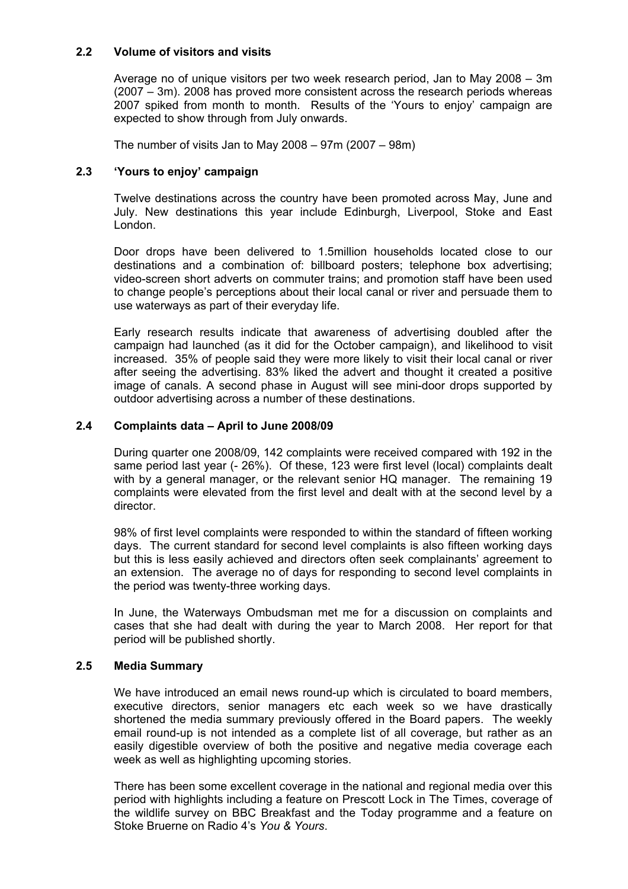### 2.2 Volume of visitors and visits

Average no of unique visitors per two week research period, Jan to May 2008 – 3m (2007 – 3m). 2008 has proved more consistent across the research periods whereas 2007 spiked from month to month. Results of the 'Yours to enjoy' campaign are expected to show through from July onwards.

The number of visits Jan to May 2008 – 97m (2007 – 98m)

### 2.3 'Yours to enjoy' campaign

Twelve destinations across the country have been promoted across May, June and July. New destinations this year include Edinburgh, Liverpool, Stoke and East London.

Door drops have been delivered to 1.5million households located close to our destinations and a combination of: billboard posters; telephone box advertising; video-screen short adverts on commuter trains; and promotion staff have been used to change people's perceptions about their local canal or river and persuade them to use waterways as part of their everyday life.

Early research results indicate that awareness of advertising doubled after the campaign had launched (as it did for the October campaign), and likelihood to visit increased. 35% of people said they were more likely to visit their local canal or river after seeing the advertising. 83% liked the advert and thought it created a positive image of canals. A second phase in August will see mini-door drops supported by outdoor advertising across a number of these destinations.

### 2.4 Complaints data – April to June 2008/09

During quarter one 2008/09, 142 complaints were received compared with 192 in the same period last year (- 26%). Of these, 123 were first level (local) complaints dealt with by a general manager, or the relevant senior HQ manager. The remaining 19 complaints were elevated from the first level and dealt with at the second level by a director.

98% of first level complaints were responded to within the standard of fifteen working days. The current standard for second level complaints is also fifteen working days but this is less easily achieved and directors often seek complainants' agreement to an extension. The average no of days for responding to second level complaints in the period was twenty-three working days.

In June, the Waterways Ombudsman met me for a discussion on complaints and cases that she had dealt with during the year to March 2008. Her report for that period will be published shortly.

### 2.5 Media Summary

We have introduced an email news round-up which is circulated to board members, executive directors, senior managers etc each week so we have drastically shortened the media summary previously offered in the Board papers. The weekly email round-up is not intended as a complete list of all coverage, but rather as an easily digestible overview of both the positive and negative media coverage each week as well as highlighting upcoming stories.

There has been some excellent coverage in the national and regional media over this period with highlights including a feature on Prescott Lock in The Times, coverage of the wildlife survey on BBC Breakfast and the Today programme and a feature on Stoke Bruerne on Radio 4's *You & Yours*.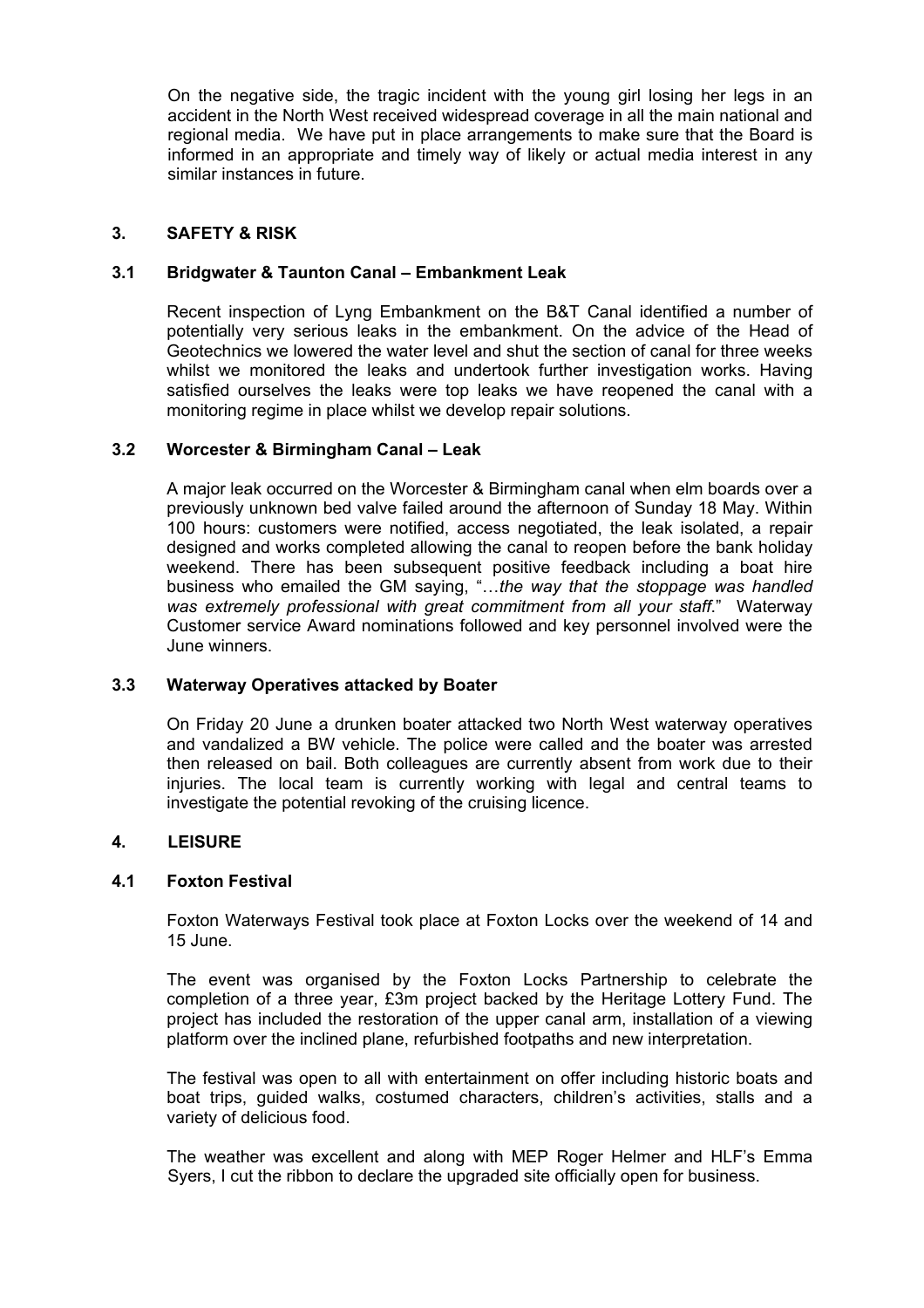On the negative side, the tragic incident with the young girl losing her legs in an accident in the North West received widespread coverage in all the main national and regional media. We have put in place arrangements to make sure that the Board is informed in an appropriate and timely way of likely or actual media interest in any similar instances in future.

## 3. SAFETY & RISK

### 3.1 Bridgwater & Taunton Canal – Embankment Leak

Recent inspection of Lyng Embankment on the B&T Canal identified a number of potentially very serious leaks in the embankment. On the advice of the Head of Geotechnics we lowered the water level and shut the section of canal for three weeks whilst we monitored the leaks and undertook further investigation works. Having satisfied ourselves the leaks were top leaks we have reopened the canal with a monitoring regime in place whilst we develop repair solutions.

### 3.2 Worcester & Birmingham Canal – Leak

A major leak occurred on the Worcester & Birmingham canal when elm boards over a previously unknown bed valve failed around the afternoon of Sunday 18 May. Within 100 hours: customers were notified, access negotiated, the leak isolated, a repair designed and works completed allowing the canal to reopen before the bank holiday weekend. There has been subsequent positive feedback including a boat hire business who emailed the GM saying, "…*the way that the stoppage was handled was extremely professional with great commitment from all your staff*." Waterway Customer service Award nominations followed and key personnel involved were the June winners.

### 3.3 Waterway Operatives attacked by Boater

On Friday 20 June a drunken boater attacked two North West waterway operatives and vandalized a BW vehicle. The police were called and the boater was arrested then released on bail. Both colleagues are currently absent from work due to their injuries. The local team is currently working with legal and central teams to investigate the potential revoking of the cruising licence.

## 4. LEISURE

### 4.1 Foxton Festival

Foxton Waterways Festival took place at Foxton Locks over the weekend of 14 and 15 June.

The event was organised by the Foxton Locks Partnership to celebrate the completion of a three year, £3m project backed by the Heritage Lottery Fund. The project has included the restoration of the upper canal arm, installation of a viewing platform over the inclined plane, refurbished footpaths and new interpretation.

The festival was open to all with entertainment on offer including historic boats and boat trips, guided walks, costumed characters, children's activities, stalls and a variety of delicious food.

The weather was excellent and along with MEP Roger Helmer and HLF's Emma Syers, I cut the ribbon to declare the upgraded site officially open for business.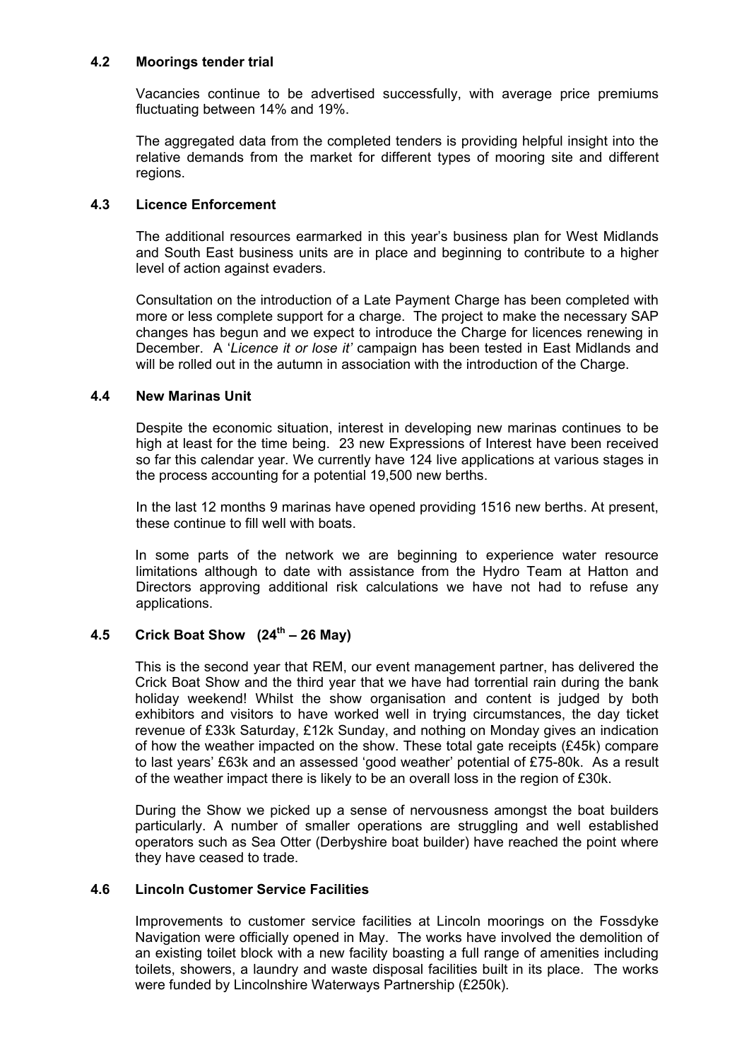### 4.2 Moorings tender trial

Vacancies continue to be advertised successfully, with average price premiums fluctuating between 14% and 19%.

The aggregated data from the completed tenders is providing helpful insight into the relative demands from the market for different types of mooring site and different regions.

### 4.3 Licence Enforcement

The additional resources earmarked in this year's business plan for West Midlands and South East business units are in place and beginning to contribute to a higher level of action against evaders.

Consultation on the introduction of a Late Payment Charge has been completed with more or less complete support for a charge. The project to make the necessary SAP changes has begun and we expect to introduce the Charge for licences renewing in December. A '*Licence it or lose it'* campaign has been tested in East Midlands and will be rolled out in the autumn in association with the introduction of the Charge.

### 4.4 New Marinas Unit

Despite the economic situation, interest in developing new marinas continues to be high at least for the time being. 23 new Expressions of Interest have been received so far this calendar year. We currently have 124 live applications at various stages in the process accounting for a potential 19,500 new berths.

In the last 12 months 9 marinas have opened providing 1516 new berths. At present, these continue to fill well with boats.

In some parts of the network we are beginning to experience water resource limitations although to date with assistance from the Hydro Team at Hatton and Directors approving additional risk calculations we have not had to refuse any applications.

### 4.5 Crick Boat Show (24th – 26 May)

This is the second year that REM, our event management partner, has delivered the Crick Boat Show and the third year that we have had torrential rain during the bank holiday weekend! Whilst the show organisation and content is judged by both exhibitors and visitors to have worked well in trying circumstances, the day ticket revenue of £33k Saturday, £12k Sunday, and nothing on Monday gives an indication of how the weather impacted on the show. These total gate receipts (£45k) compare to last years' £63k and an assessed 'good weather' potential of £75-80k. As a result of the weather impact there is likely to be an overall loss in the region of £30k.

During the Show we picked up a sense of nervousness amongst the boat builders particularly. A number of smaller operations are struggling and well established operators such as Sea Otter (Derbyshire boat builder) have reached the point where they have ceased to trade.

### 4.6 Lincoln Customer Service Facilities

Improvements to customer service facilities at Lincoln moorings on the Fossdyke Navigation were officially opened in May. The works have involved the demolition of an existing toilet block with a new facility boasting a full range of amenities including toilets, showers, a laundry and waste disposal facilities built in its place. The works were funded by Lincolnshire Waterways Partnership (£250k).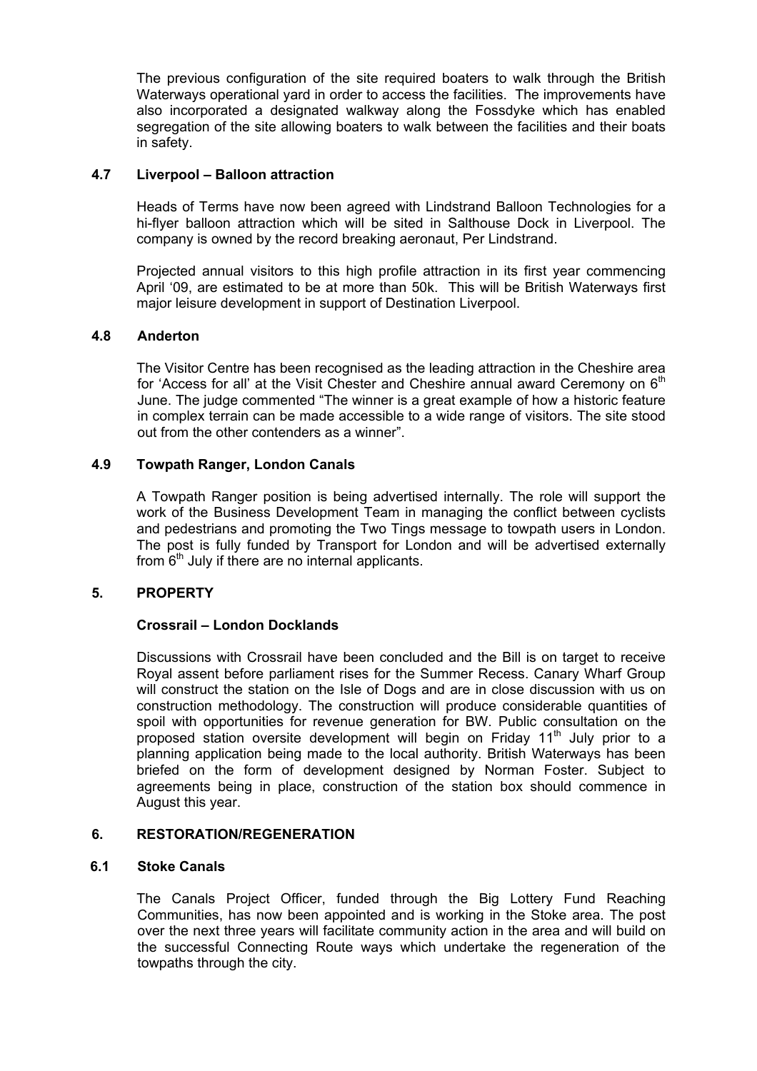The previous configuration of the site required boaters to walk through the British Waterways operational yard in order to access the facilities. The improvements have also incorporated a designated walkway along the Fossdyke which has enabled segregation of the site allowing boaters to walk between the facilities and their boats in safety.

### 4.7 Liverpool – Balloon attraction

Heads of Terms have now been agreed with Lindstrand Balloon Technologies for a hi-flyer balloon attraction which will be sited in Salthouse Dock in Liverpool. The company is owned by the record breaking aeronaut, Per Lindstrand.

Projected annual visitors to this high profile attraction in its first year commencing April '09, are estimated to be at more than 50k. This will be British Waterways first major leisure development in support of Destination Liverpool.

### 4.8 Anderton

The Visitor Centre has been recognised as the leading attraction in the Cheshire area for 'Access for all' at the Visit Chester and Cheshire annual award Ceremony on 6th June. The judge commented "The winner is a great example of how a historic feature in complex terrain can be made accessible to a wide range of visitors. The site stood out from the other contenders as a winner".

### 4.9 Towpath Ranger, London Canals

A Towpath Ranger position is being advertised internally. The role will support the work of the Business Development Team in managing the conflict between cyclists and pedestrians and promoting the Two Tings message to towpath users in London. The post is fully funded by Transport for London and will be advertised externally from 6th July if there are no internal applicants.

## 5. PROPERTY

### Crossrail – London Docklands

Discussions with Crossrail have been concluded and the Bill is on target to receive Royal assent before parliament rises for the Summer Recess. Canary Wharf Group will construct the station on the Isle of Dogs and are in close discussion with us on construction methodology. The construction will produce considerable quantities of spoil with opportunities for revenue generation for BW. Public consultation on the proposed station oversite development will begin on Friday 11th July prior to a planning application being made to the local authority. British Waterways has been briefed on the form of development designed by Norman Foster. Subject to agreements being in place, construction of the station box should commence in August this year.

## 6. RESTORATION/REGENERATION

### 6.1 Stoke Canals

The Canals Project Officer, funded through the Big Lottery Fund Reaching Communities, has now been appointed and is working in the Stoke area. The post over the next three years will facilitate community action in the area and will build on the successful Connecting Route ways which undertake the regeneration of the towpaths through the city.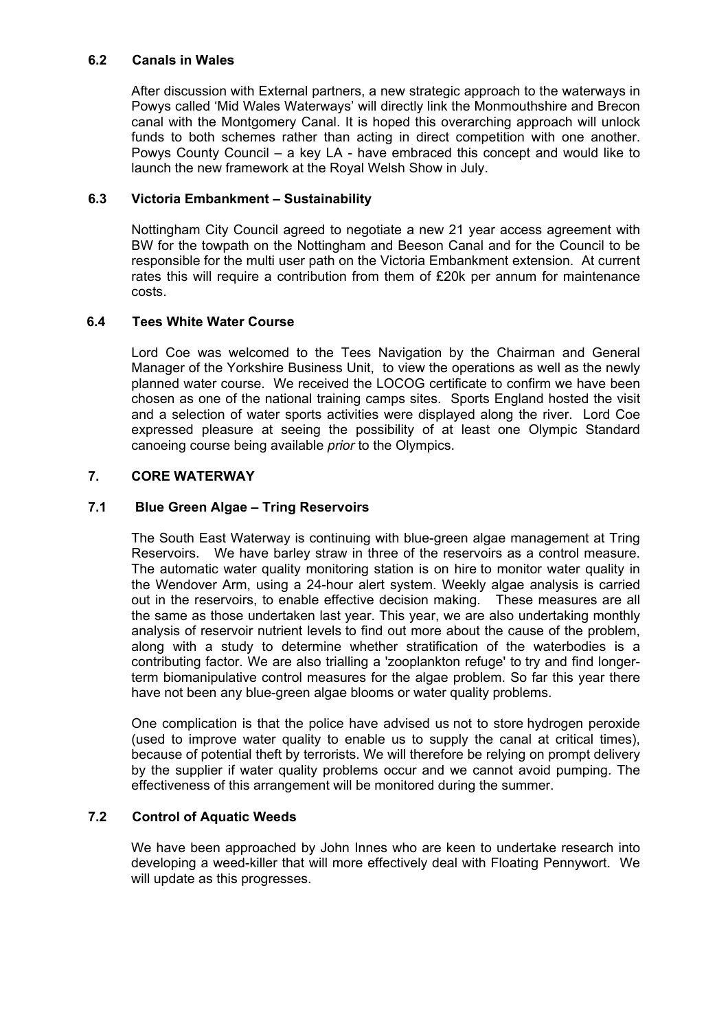### 6.2 Canals in Wales

After discussion with External partners, a new strategic approach to the waterways in Powys called 'Mid Wales Waterways' will directly link the Monmouthshire and Brecon canal with the Montgomery Canal. It is hoped this overarching approach will unlock funds to both schemes rather than acting in direct competition with one another. Powys County Council – a key LA - have embraced this concept and would like to launch the new framework at the Royal Welsh Show in July.

### 6.3 Victoria Embankment – Sustainability

Nottingham City Council agreed to negotiate a new 21 year access agreement with BW for the towpath on the Nottingham and Beeson Canal and for the Council to be responsible for the multi user path on the Victoria Embankment extension. At current rates this will require a contribution from them of £20k per annum for maintenance costs.

### 6.4 Tees White Water Course

Lord Coe was welcomed to the Tees Navigation by the Chairman and General Manager of the Yorkshire Business Unit, to view the operations as well as the newly planned water course. We received the LOCOG certificate to confirm we have been chosen as one of the national training camps sites. Sports England hosted the visit and a selection of water sports activities were displayed along the river. Lord Coe expressed pleasure at seeing the possibility of at least one Olympic Standard canoeing course being available *prior* to the Olympics.

## 7. CORE WATERWAY

### 7.1 Blue Green Algae – Tring Reservoirs

The South East Waterway is continuing with blue-green algae management at Tring Reservoirs. We have barley straw in three of the reservoirs as a control measure. The automatic water quality monitoring station is on hire to monitor water quality in the Wendover Arm, using a 24-hour alert system. Weekly algae analysis is carried out in the reservoirs, to enable effective decision making. These measures are all the same as those undertaken last year. This year, we are also undertaking monthly analysis of reservoir nutrient levels to find out more about the cause of the problem, along with a study to determine whether stratification of the waterbodies is a contributing factor. We are also trialling a 'zooplankton refuge' to try and find longer-term biomanipulative control measures for the algae problem. So far this year there have not been any blue-green algae blooms or water quality problems.

One complication is that the police have advised us not to store hydrogen peroxide (used to improve water quality to enable us to supply the canal at critical times), because of potential theft by terrorists. We will therefore be relying on prompt delivery by the supplier if water quality problems occur and we cannot avoid pumping. The effectiveness of this arrangement will be monitored during the summer.

### 7.2 Control of Aquatic Weeds

We have been approached by John Innes who are keen to undertake research into developing a weed-killer that will more effectively deal with Floating Pennywort. We will update as this progresses.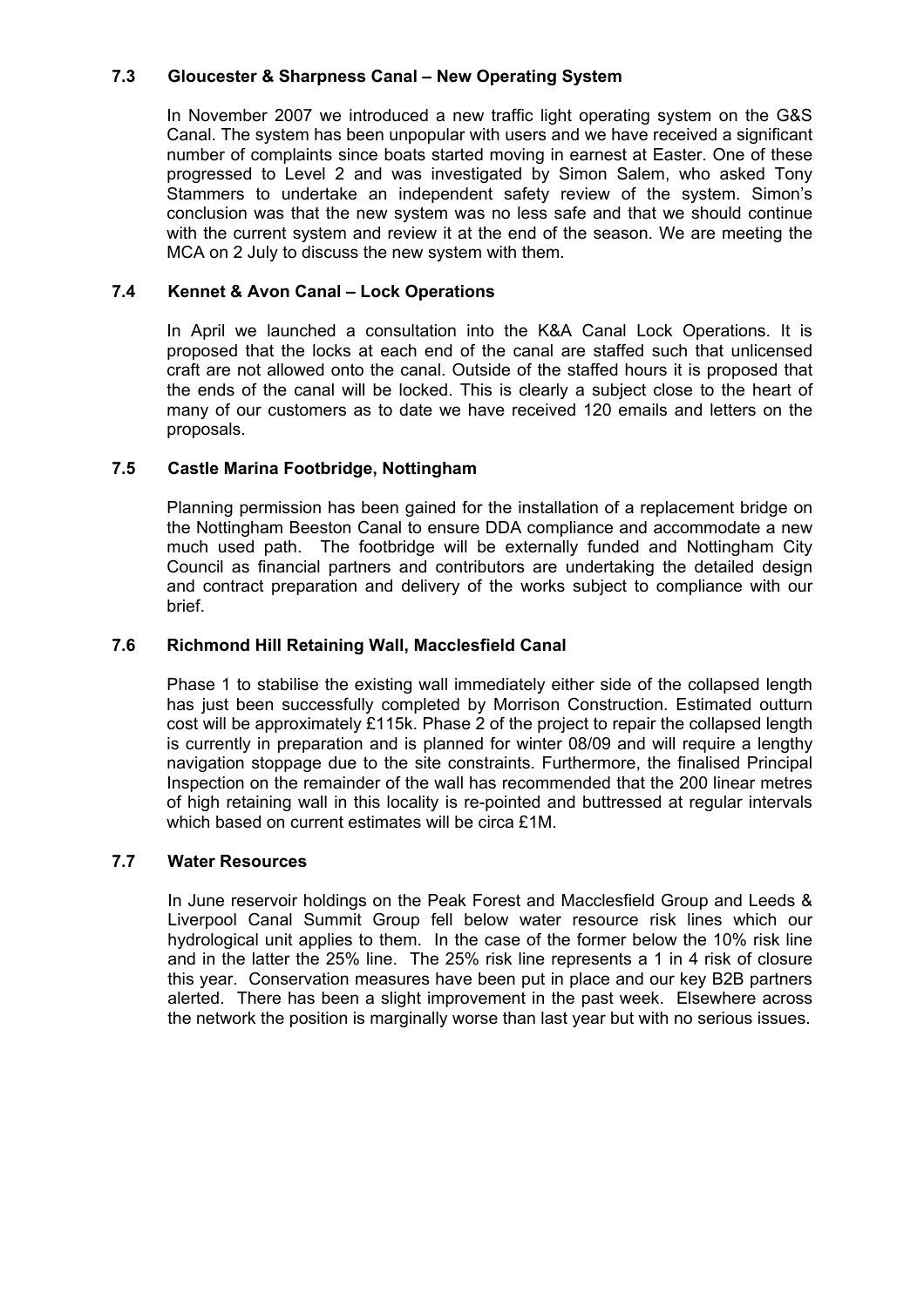### 7.3 Gloucester & Sharpness Canal – New Operating System

In November 2007 we introduced a new traffic light operating system on the G&S Canal. The system has been unpopular with users and we have received a significant number of complaints since boats started moving in earnest at Easter. One of these progressed to Level 2 and was investigated by Simon Salem, who asked Tony Stammers to undertake an independent safety review of the system. Simon's conclusion was that the new system was no less safe and that we should continue with the current system and review it at the end of the season. We are meeting the MCA on 2 July to discuss the new system with them.

### 7.4 Kennet & Avon Canal – Lock Operations

In April we launched a consultation into the K&A Canal Lock Operations. It is proposed that the locks at each end of the canal are staffed such that unlicensed craft are not allowed onto the canal. Outside of the staffed hours it is proposed that the ends of the canal will be locked. This is clearly a subject close to the heart of many of our customers as to date we have received 120 emails and letters on the proposals.

### 7.5 Castle Marina Footbridge, Nottingham

Planning permission has been gained for the installation of a replacement bridge on the Nottingham Beeston Canal to ensure DDA compliance and accommodate a new much used path. The footbridge will be externally funded and Nottingham City Council as financial partners and contributors are undertaking the detailed design and contract preparation and delivery of the works subject to compliance with our brief.

### 7.6 Richmond Hill Retaining Wall, Macclesfield Canal

Phase 1 to stabilise the existing wall immediately either side of the collapsed length has just been successfully completed by Morrison Construction. Estimated outturn cost will be approximately £115k. Phase 2 of the project to repair the collapsed length is currently in preparation and is planned for winter 08/09 and will require a lengthy navigation stoppage due to the site constraints. Furthermore, the finalised Principal Inspection on the remainder of the wall has recommended that the 200 linear metres of high retaining wall in this locality is re-pointed and buttressed at regular intervals which based on current estimates will be circa £1M.

### 7.7 Water Resources

In June reservoir holdings on the Peak Forest and Macclesfield Group and Leeds & Liverpool Canal Summit Group fell below water resource risk lines which our hydrological unit applies to them. In the case of the former below the 10% risk line and in the latter the 25% line. The 25% risk line represents a 1 in 4 risk of closure this year. Conservation measures have been put in place and our key B2B partners alerted. There has been a slight improvement in the past week. Elsewhere across the network the position is marginally worse than last year but with no serious issues.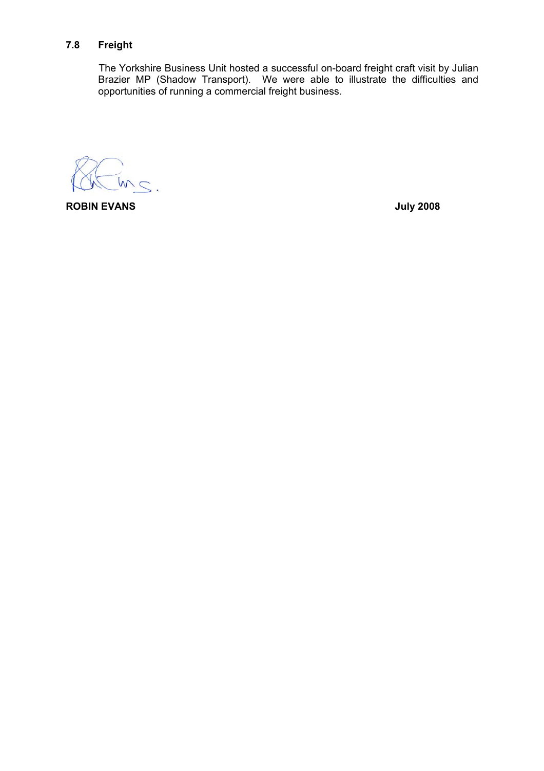### 7.8 Freight

The Yorkshire Business Unit hosted a successful on-board freight craft visit by Julian Brazier MP (Shadow Transport). We were able to illustrate the difficulties and opportunities of running a commercial freight business.

**ROBIN EVANS** **July 2008**